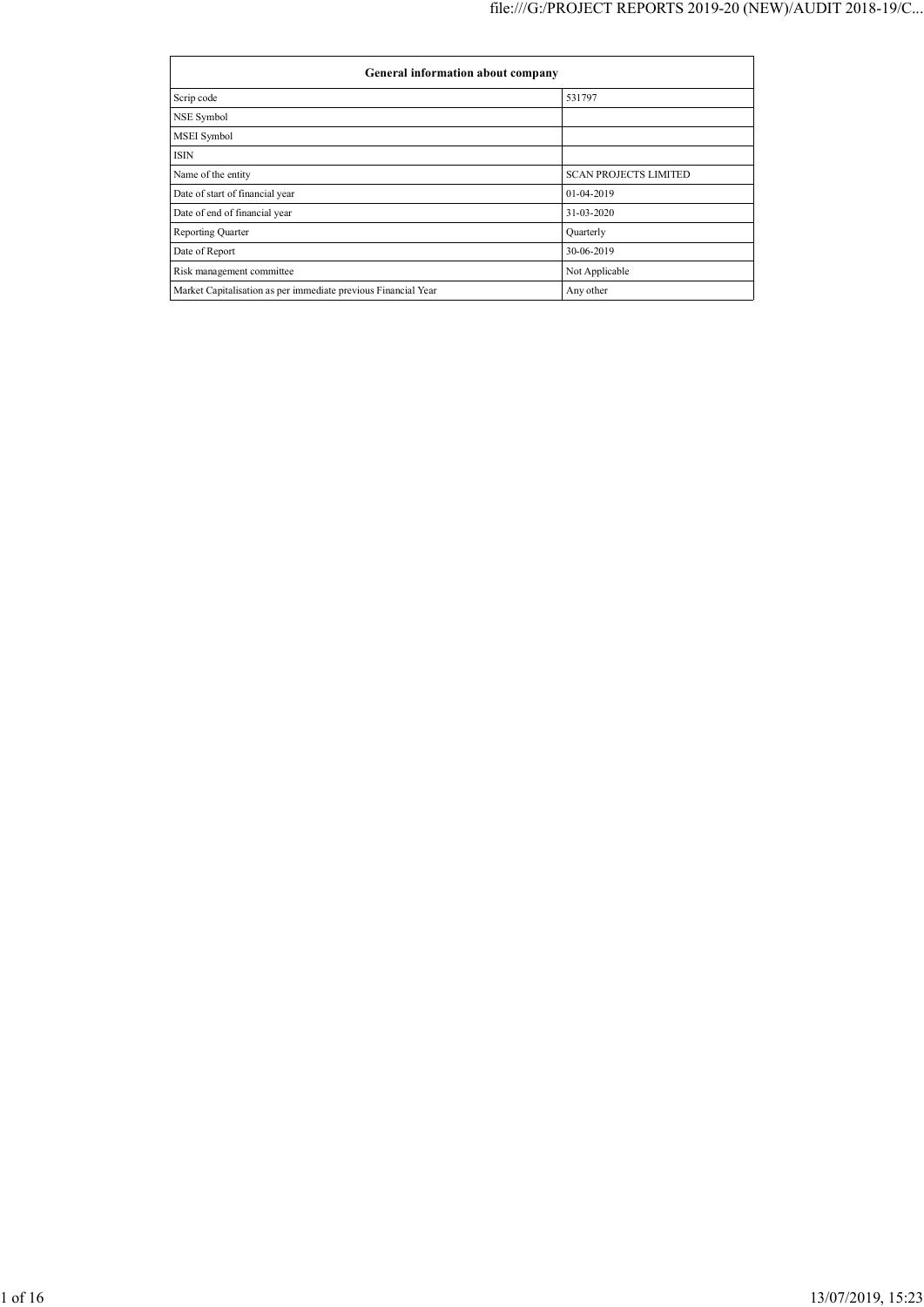| General information about company | |
|---|---|
| Scrip code | 531797 |
| NSE Symbol | |
| MSEI Symbol | |
| ISIN | |
| Name of the entity | SCAN PROJECTS LIMITED |
| Date of start of financial year | 01-04-2019 |
| Date of end of financial year | 31-03-2020 |
| Reporting Quarter | Quarterly |
| Date of Report | 30-06-2019 |
| Risk management committee | Not Applicable |
| Market Capitalisation as per immediate previous Financial Year | Any other |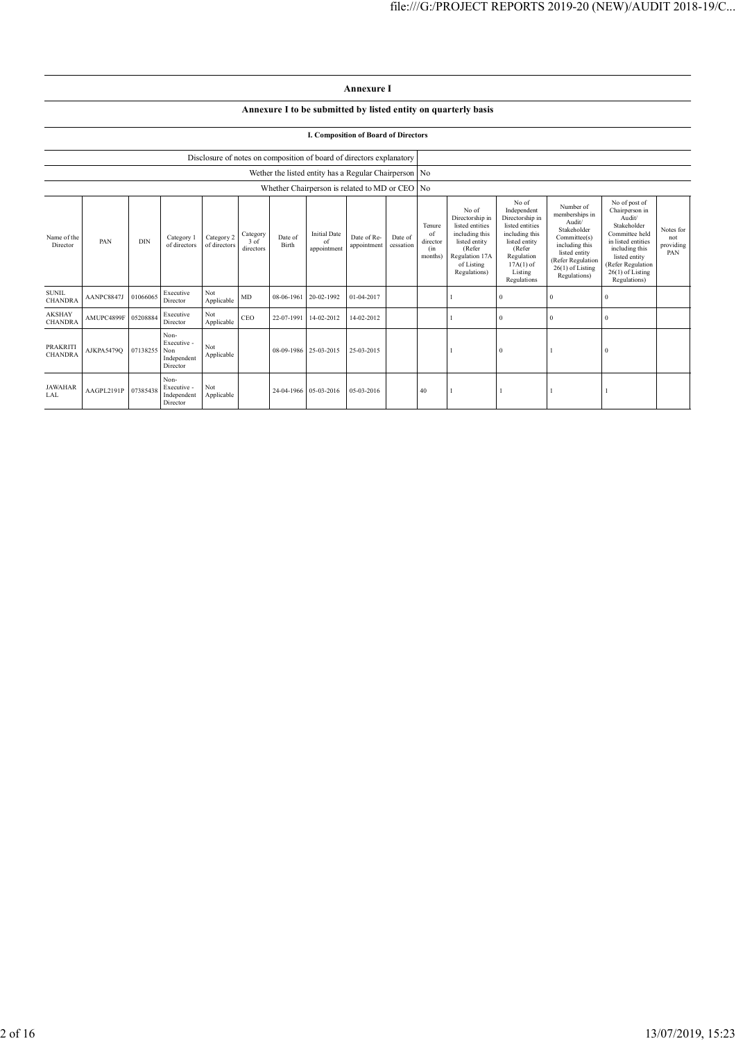# Annexure I

## Annexure I to be submitted by listed entity on quarterly basis

### I. Composition of Board of Directors

| Disclosure of notes on composition of board of directors explanatory | |
|---|---|
| Wether the listed entity has a Regular Chairperson | No |
| Whether Chairperson is related to MD or CEO | No |

| Name of the Director | PAN | DIN | Category 1 of directors | Category 2 of directors | Category 3 of directors | Date of Birth | Initial Date of appointment | Date of Re-appointment | Date of cessation | Tenure of director (in months) | No of Directorship in listed entities including this listed entity (Refer Regulation 17A of Listing Regulations) | No of Independent Directorship in listed entities including this listed entity (Refer Regulation 17A(1) of Listing Regulations | Number of memberships in Audit/ Stakeholder Committee(s) including this listed entity (Refer Regulation 26(1) of Listing Regulations) | No of post of Chairperson in Audit/ Stakeholder Committee held in listed entities including this listed entity (Refer Regulation 26(1) of Listing Regulations) | Notes for not providing PAN |
|---|---|---|---|---|---|---|---|---|---|---|---|---|---|---|---|
| SUNIL CHANDRA | AANPC8847J | 01066065 | Executive Director | Not Applicable | MD | 08-06-1961 | 20-02-1992 | 01-04-2017 | | | 1 | 0 | 0 | 0 | |
| AKSHAY CHANDRA | AMUPC4899F | 05208884 | Executive Director | Not Applicable | CEO | 22-07-1991 | 14-02-2012 | 14-02-2012 | | | 1 | 0 | 0 | 0 | |
| PRAKRITI CHANDRA | AJKPA5479Q | 07138255 | Non-Executive - Non Independent Director | Not Applicable | | 08-09-1986 | 25-03-2015 | 25-03-2015 | | | 1 | 0 | 1 | 0 | |
| JAWAHAR LAL | AAGPL2191P | 07385438 | Non-Executive - Independent Director | Not Applicable | | 24-04-1966 | 05-03-2016 | 05-03-2016 | | 40 | 1 | 1 | 1 | 1 | |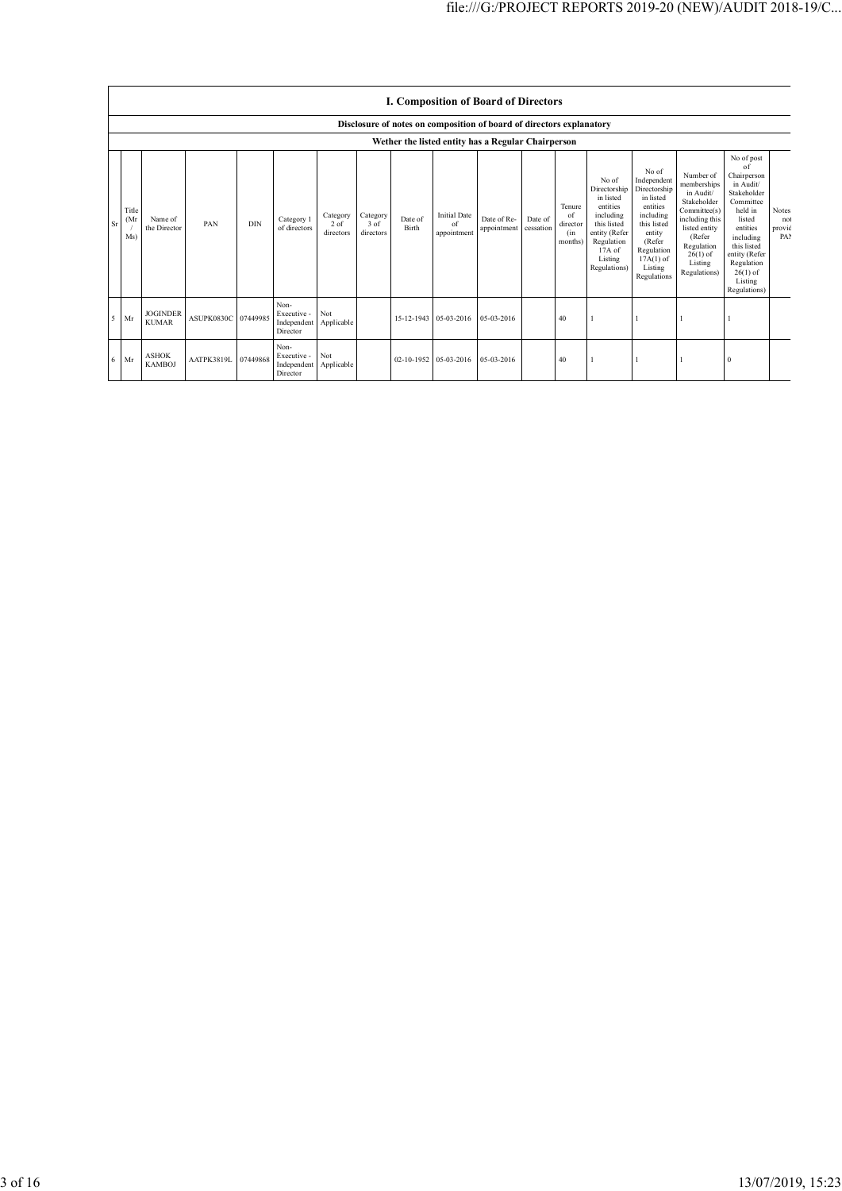## I. Composition of Board of Directors

**Disclosure of notes on composition of board of directors explanatory**

**Wether the listed entity has a Regular Chairperson**

| Sr | Title (Mr / Ms) | Name of the Director | PAN | DIN | Category 1 of directors | Category 2 of directors | Category 3 of directors | Date of Birth | Initial Date of appointment | Date of Re-appointment | Date of cessation | Tenure of director (in months) | No of Directorship in listed entities including this listed entity (Refer Regulation 17A of Listing Regulations) | No of Independent Directorship in listed entities including this listed entity (Refer Regulation 17A(1) of Listing Regulations | Number of memberships in Audit/ Stakeholder Committee(s) including this listed entity (Refer Regulation 26(1) of Listing Regulations) | No of post of Chairperson in Audit/ Stakeholder Committee held in listed entities including this listed entity (Refer Regulation 26(1) of Listing Regulations) | Notes not provid PAN |
|---|---|---|---|---|---|---|---|---|---|---|---|---|---|---|---|---|---|
| 5 | Mr | JOGINDER KUMAR | ASUPK0830C | 07449985 | Non-Executive - Independent Director | Not Applicable | | 15-12-1943 | 05-03-2016 | 05-03-2016 | | 40 | 1 | 1 | 1 | 1 | |
| 6 | Mr | ASHOK KAMBOJ | AATPK3819L | 07449868 | Non-Executive - Independent Director | Not Applicable | | 02-10-1952 | 05-03-2016 | 05-03-2016 | | 40 | 1 | 1 | 1 | 0 | |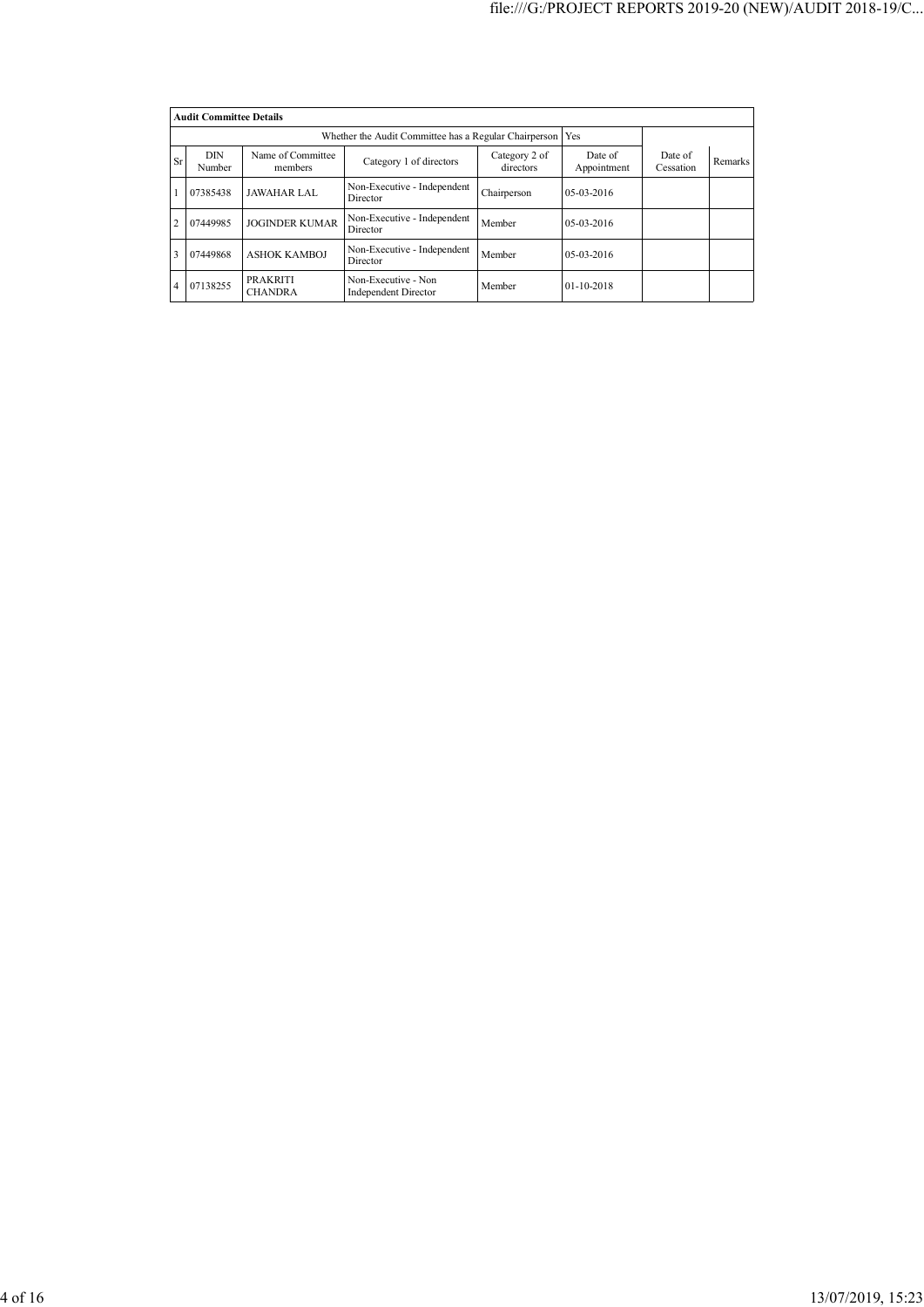| Audit Committee Details | | | | | | | |
|---|---|---|---|---|---|---|---|
| Whether the Audit Committee has a Regular Chairperson | | | | | Yes | | |
| Sr | DIN Number | Name of Committee members | Category 1 of directors | Category 2 of directors | Date of Appointment | Date of Cessation | Remarks |
| 1 | 07385438 | JAWAHAR LAL | Non-Executive - Independent Director | Chairperson | 05-03-2016 | | |
| 2 | 07449985 | JOGINDER KUMAR | Non-Executive - Independent Director | Member | 05-03-2016 | | |
| 3 | 07449868 | ASHOK KAMBOJ | Non-Executive - Independent Director | Member | 05-03-2016 | | |
| 4 | 07138255 | PRAKRITI CHANDRA | Non-Executive - Non Independent Director | Member | 01-10-2018 | | |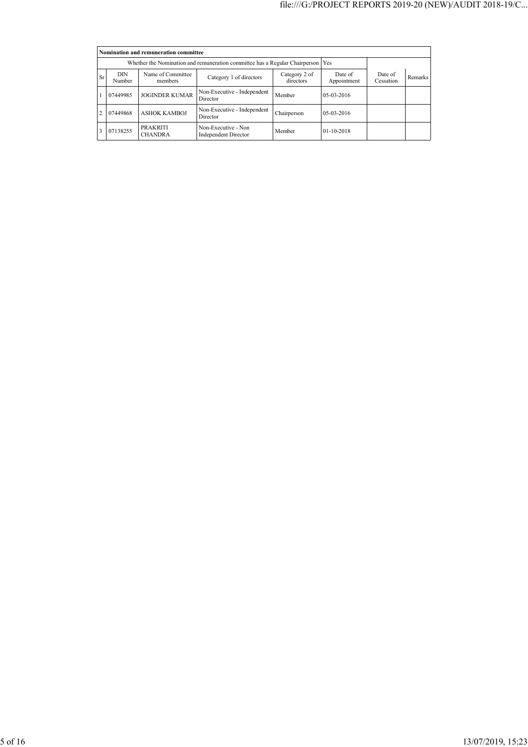| Nomination and remuneration committee | | | | | | | |
|---|---|---|---|---|---|---|---|
| Whether the Nomination and remuneration committee has a Regular Chairperson | | | | | Yes | | |
| Sr | DIN Number | Name of Committee members | Category 1 of directors | Category 2 of directors | Date of Appointment | Date of Cessation | Remarks |
| 1 | 07449985 | JOGINDER KUMAR | Non-Executive - Independent Director | Member | 05-03-2016 | | |
| 2 | 07449868 | ASHOK KAMBOJ | Non-Executive - Independent Director | Chairperson | 05-03-2016 | | |
| 3 | 07138255 | PRAKRITI CHANDRA | Non-Executive - Non Independent Director | Member | 01-10-2018 | | |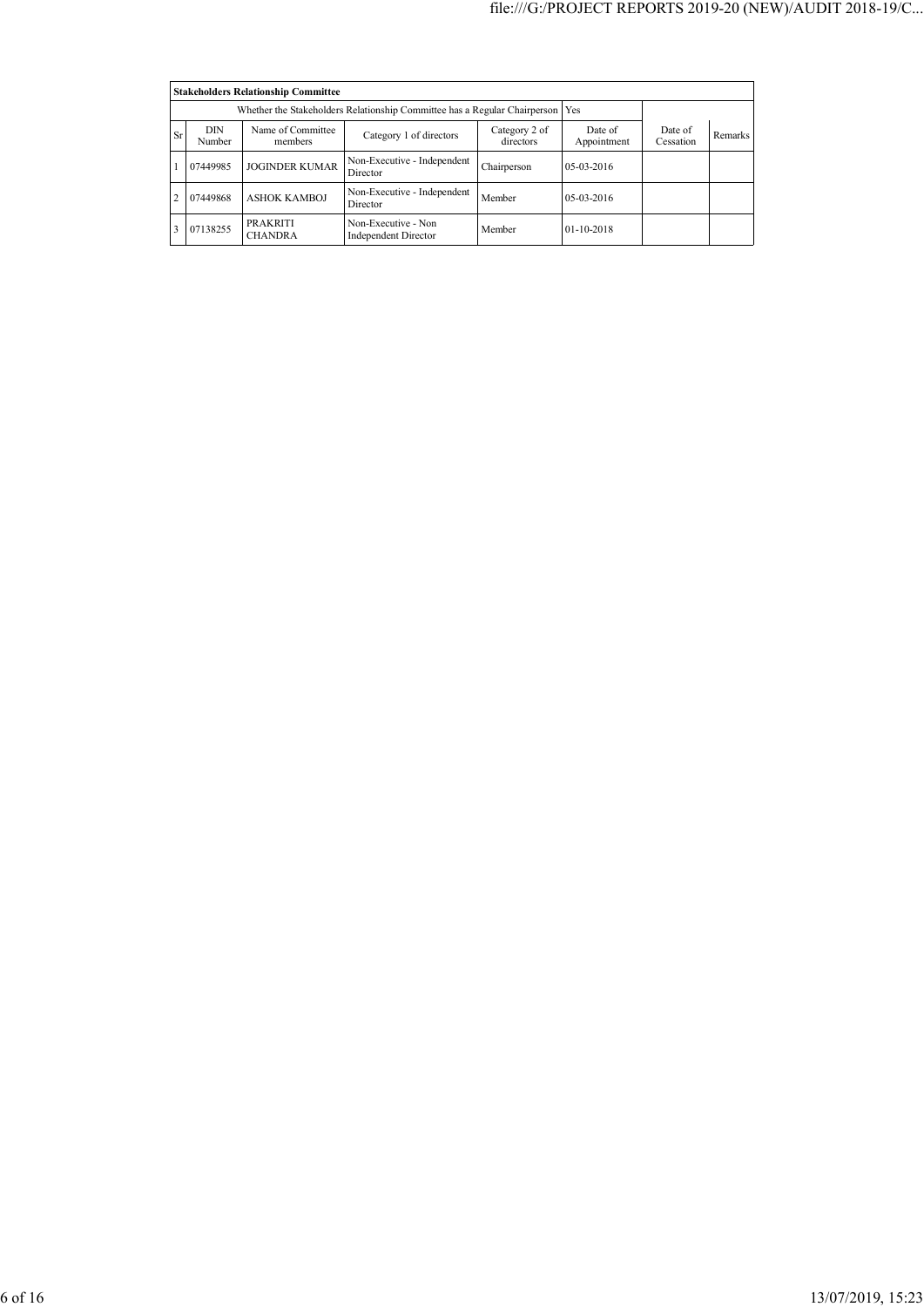| Stakeholders Relationship Committee | | | | | | | |
|---|---|---|---|---|---|---|---|
| Whether the Stakeholders Relationship Committee has a Regular Chairperson | | | | | Yes | | |
| Sr | DIN Number | Name of Committee members | Category 1 of directors | Category 2 of directors | Date of Appointment | Date of Cessation | Remarks |
| 1 | 07449985 | JOGINDER KUMAR | Non-Executive - Independent Director | Chairperson | 05-03-2016 | | |
| 2 | 07449868 | ASHOK KAMBOJ | Non-Executive - Independent Director | Member | 05-03-2016 | | |
| 3 | 07138255 | PRAKRITI CHANDRA | Non-Executive - Non Independent Director | Member | 01-10-2018 | | |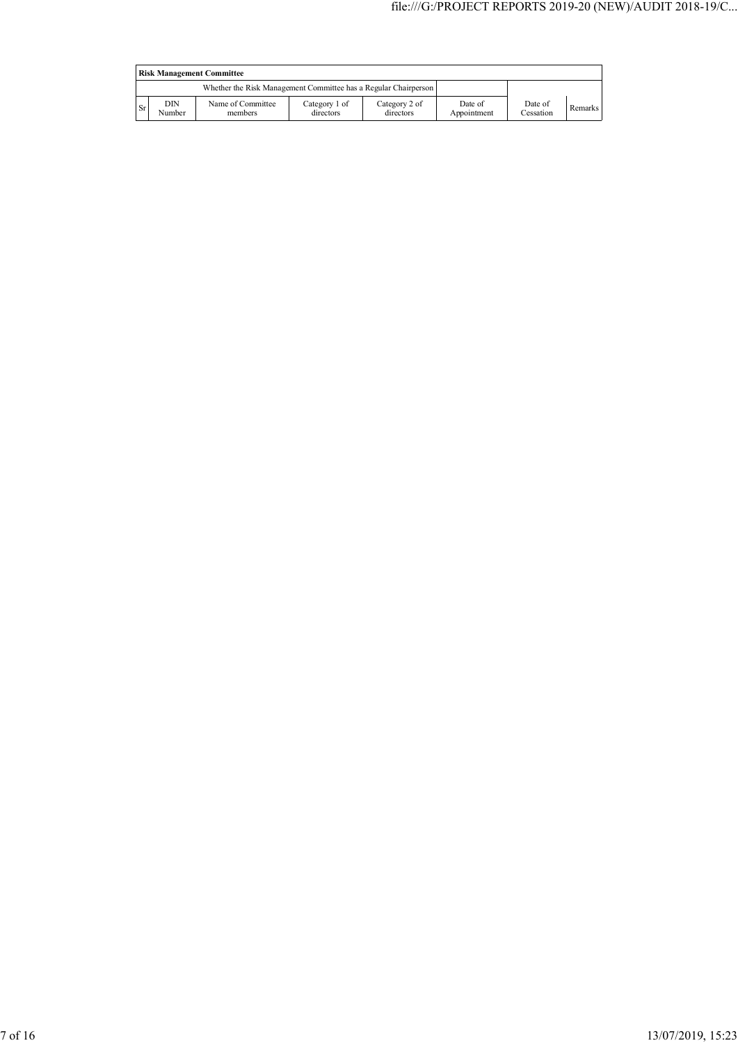| Risk Management Committee | | | | | | | |
|---|---|---|---|---|---|---|---|
| Whether the Risk Management Committee has a Regular Chairperson | | | | | | | |
| Sr | DIN Number | Name of Committee members | Category 1 of directors | Category 2 of directors | Date of Appointment | Date of Cessation | Remarks |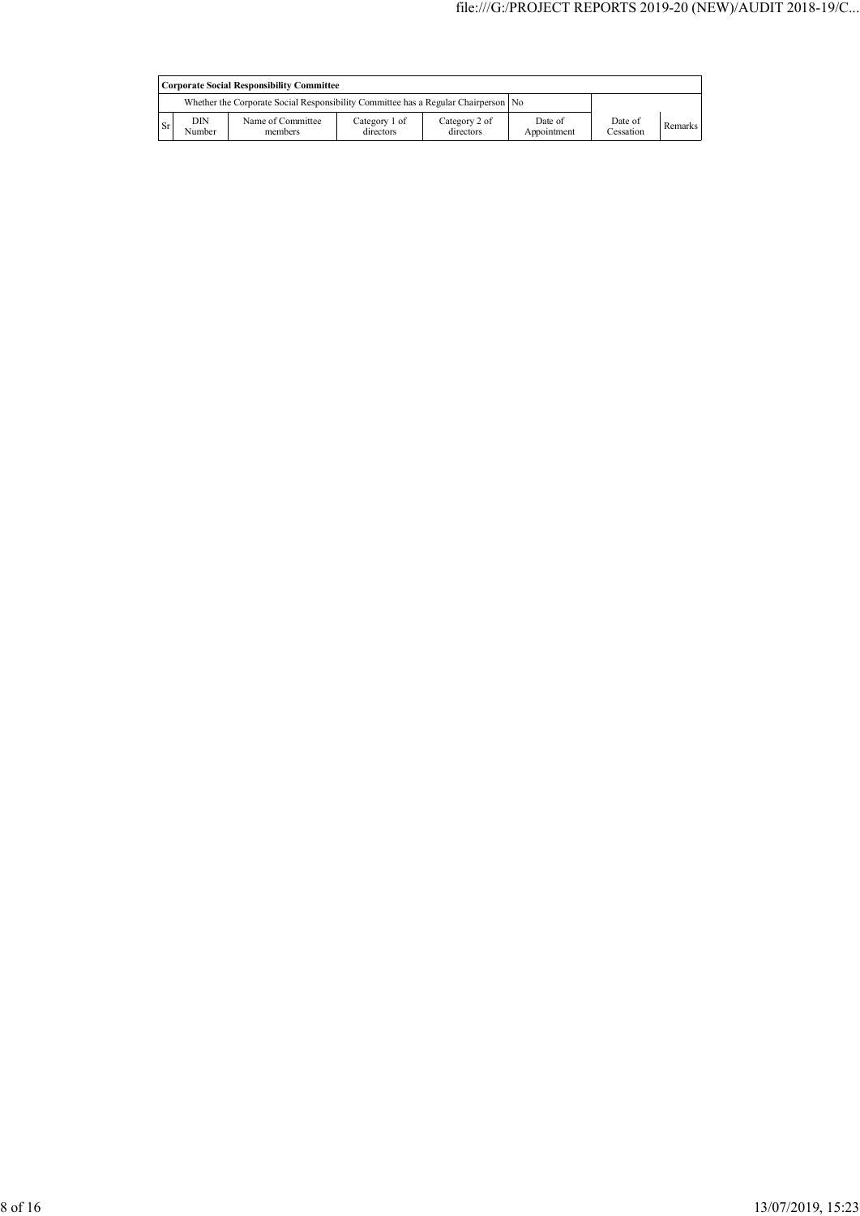| Corporate Social Responsibility Committee | | | | | | | |
|---|---|---|---|---|---|---|---|
| Whether the Corporate Social Responsibility Committee has a Regular Chairperson | | | | | No | | |
| Sr | DIN Number | Name of Committee members | Category 1 of directors | Category 2 of directors | Date of Appointment | Date of Cessation | Remarks |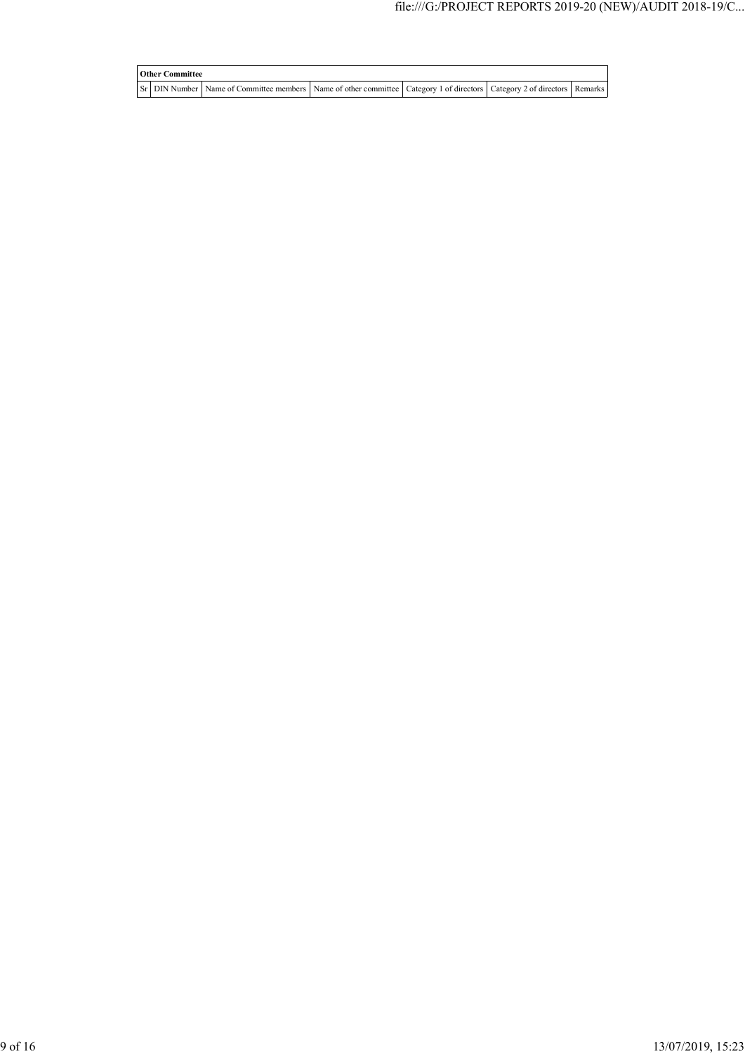| Other Committee | | | | | | |
|---|---|---|---|---|---|---|
| Sr | DIN Number | Name of Committee members | Name of other committee | Category 1 of directors | Category 2 of directors | Remarks |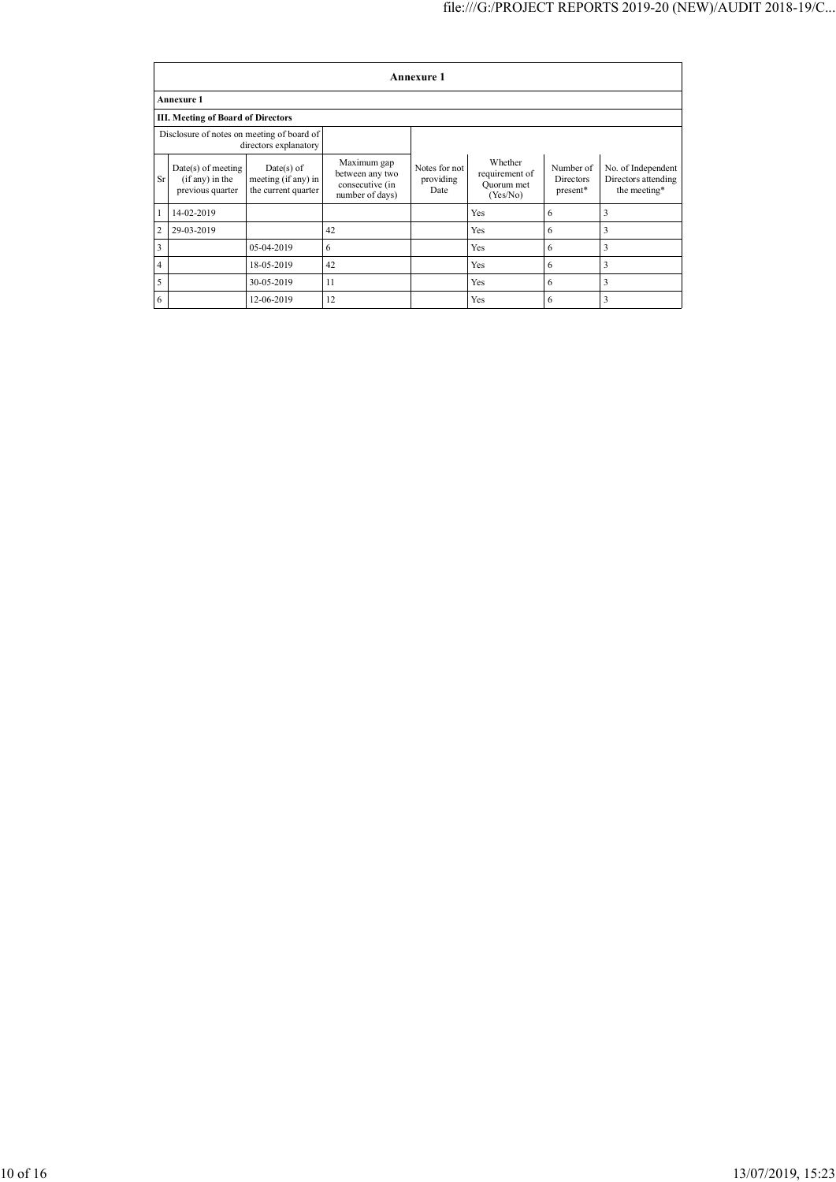| Annexure 1 | | | | | | | |
|---|---|---|---|---|---|---|---|
| **Annexure 1** | | | | | | | |
| **III. Meeting of Board of Directors** | | | | | | | |
| Disclosure of notes on meeting of board of directors explanatory | | | | | | | |
| Sr | Date(s) of meeting (if any) in the previous quarter | Date(s) of meeting (if any) in the current quarter | Maximum gap between any two consecutive (in number of days) | Notes for not providing Date | Whether requirement of Quorum met (Yes/No) | Number of Directors present* | No. of Independent Directors attending the meeting* |
| 1 | 14-02-2019 | | | | Yes | 6 | 3 |
| 2 | 29-03-2019 | | 42 | | Yes | 6 | 3 |
| 3 | | 05-04-2019 | 6 | | Yes | 6 | 3 |
| 4 | | 18-05-2019 | 42 | | Yes | 6 | 3 |
| 5 | | 30-05-2019 | 11 | | Yes | 6 | 3 |
| 6 | | 12-06-2019 | 12 | | Yes | 6 | 3 |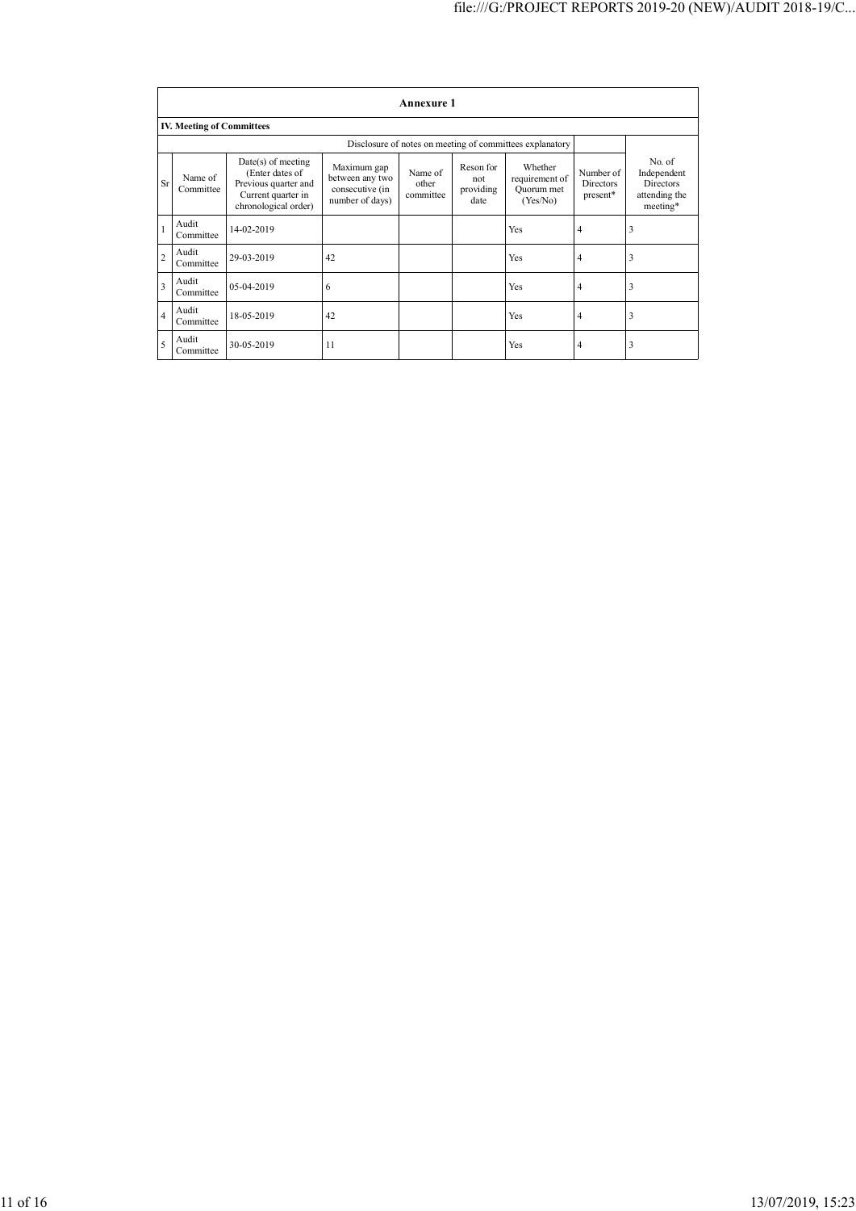## Annexure 1

### IV. Meeting of Committees

| Disclosure of notes on meeting of committees explanatory | | | | | | | | | |
|---|---|---|---|---|---|---|---|---|---|
| Sr | Name of Committee | Date(s) of meeting (Enter dates of Previous quarter and Current quarter in chronological order) | Maximum gap between any two consecutive (in number of days) | Name of other committee | Reson for not providing date | Whether requirement of Quorum met (Yes/No) | Number of Directors present* | No. of Independent Directors attending the meeting* |
| 1 | Audit Committee | 14-02-2019 | | | | Yes | 4 | 3 |
| 2 | Audit Committee | 29-03-2019 | 42 | | | Yes | 4 | 3 |
| 3 | Audit Committee | 05-04-2019 | 6 | | | Yes | 4 | 3 |
| 4 | Audit Committee | 18-05-2019 | 42 | | | Yes | 4 | 3 |
| 5 | Audit Committee | 30-05-2019 | 11 | | | Yes | 4 | 3 |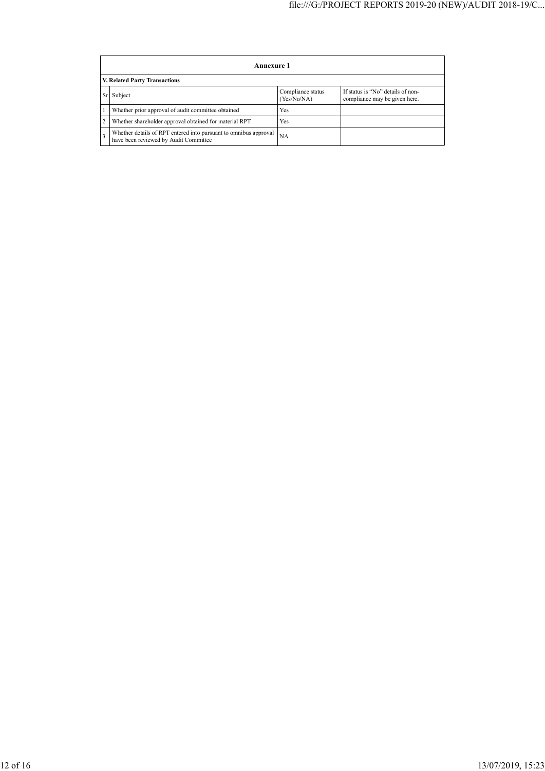| Annexure 1 | | | |
|---|---|---|---|
| **V. Related Party Transactions** | | | |
| Sr | Subject | Compliance status (Yes/No/NA) | If status is "No" details of non-compliance may be given here. |
| 1 | Whether prior approval of audit committee obtained | Yes | |
| 2 | Whether shareholder approval obtained for material RPT | Yes | |
| 3 | Whether details of RPT entered into pursuant to omnibus approval have been reviewed by Audit Committee | NA | |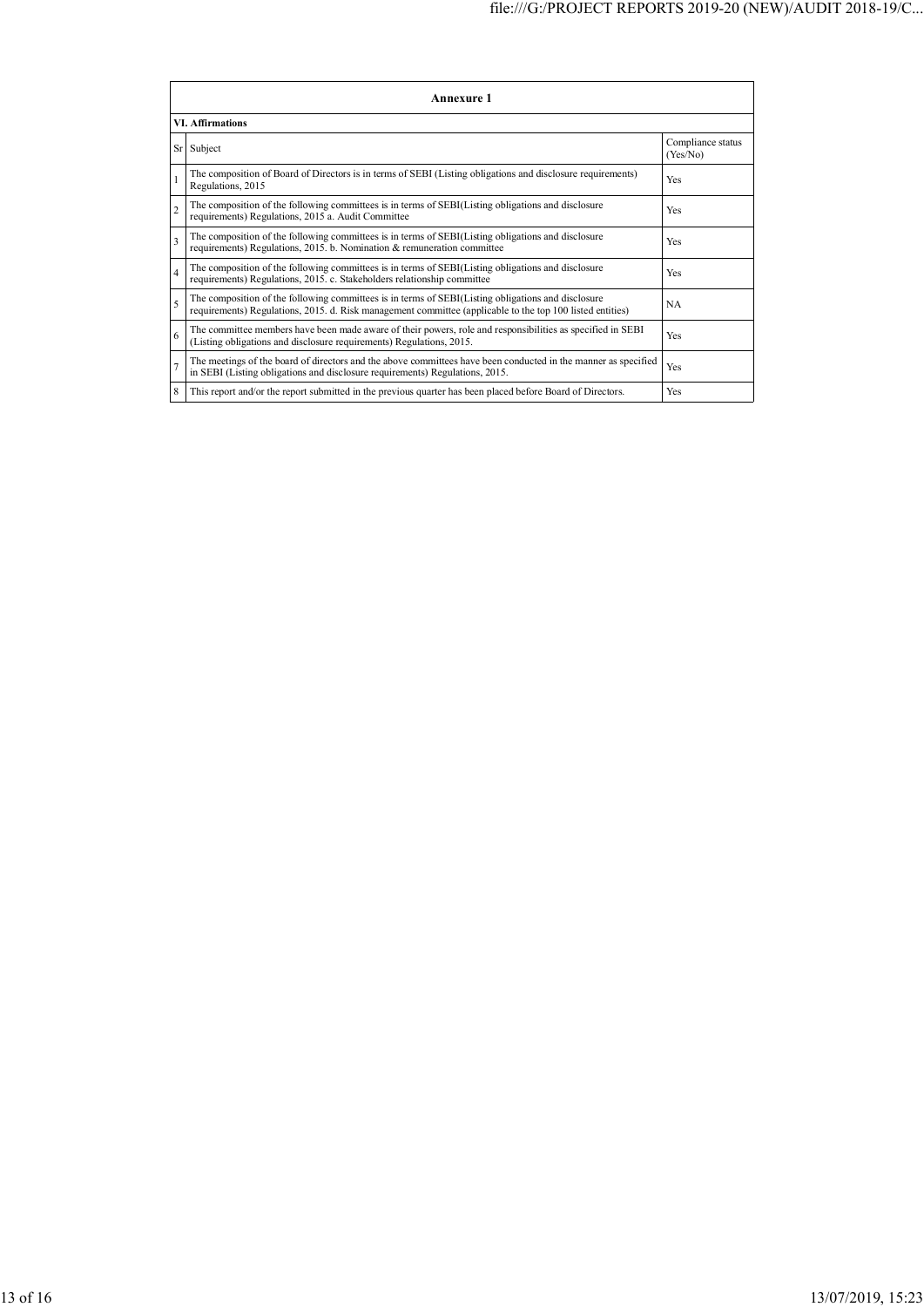## Annexure 1

### VI. Affirmations

| Sr | Subject | Compliance status (Yes/No) |
|---|---|---|
| 1 | The composition of Board of Directors is in terms of SEBI (Listing obligations and disclosure requirements) Regulations, 2015 | Yes |
| 2 | The composition of the following committees is in terms of SEBI(Listing obligations and disclosure requirements) Regulations, 2015 a. Audit Committee | Yes |
| 3 | The composition of the following committees is in terms of SEBI(Listing obligations and disclosure requirements) Regulations, 2015. b. Nomination & remuneration committee | Yes |
| 4 | The composition of the following committees is in terms of SEBI(Listing obligations and disclosure requirements) Regulations, 2015. c. Stakeholders relationship committee | Yes |
| 5 | The composition of the following committees is in terms of SEBI(Listing obligations and disclosure requirements) Regulations, 2015. d. Risk management committee (applicable to the top 100 listed entities) | NA |
| 6 | The committee members have been made aware of their powers, role and responsibilities as specified in SEBI (Listing obligations and disclosure requirements) Regulations, 2015. | Yes |
| 7 | The meetings of the board of directors and the above committees have been conducted in the manner as specified in SEBI (Listing obligations and disclosure requirements) Regulations, 2015. | Yes |
| 8 | This report and/or the report submitted in the previous quarter has been placed before Board of Directors. | Yes |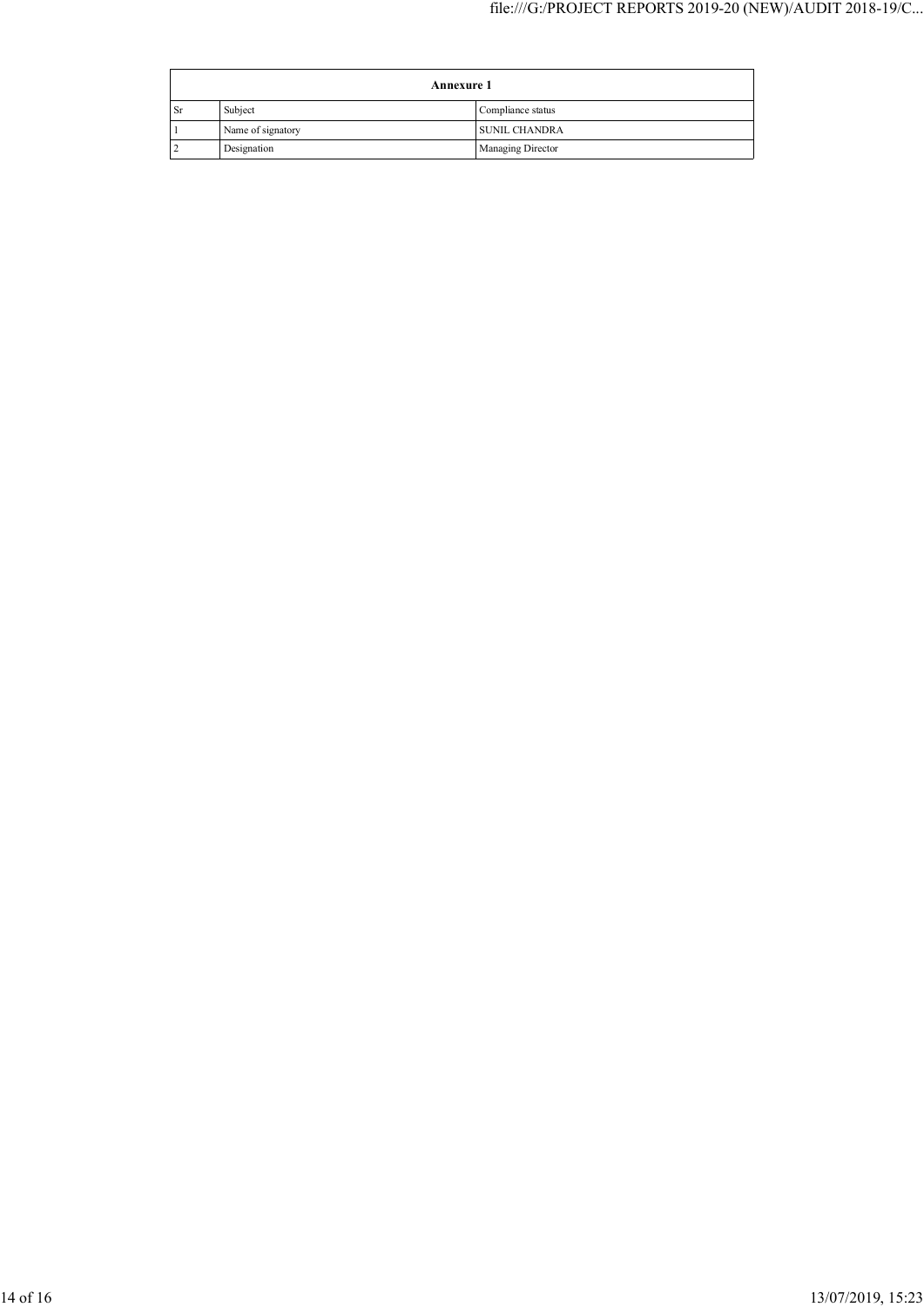| Annexure 1 | | |
|---|---|---|
| Sr | Subject | Compliance status |
| 1 | Name of signatory | SUNIL CHANDRA |
| 2 | Designation | Managing Director |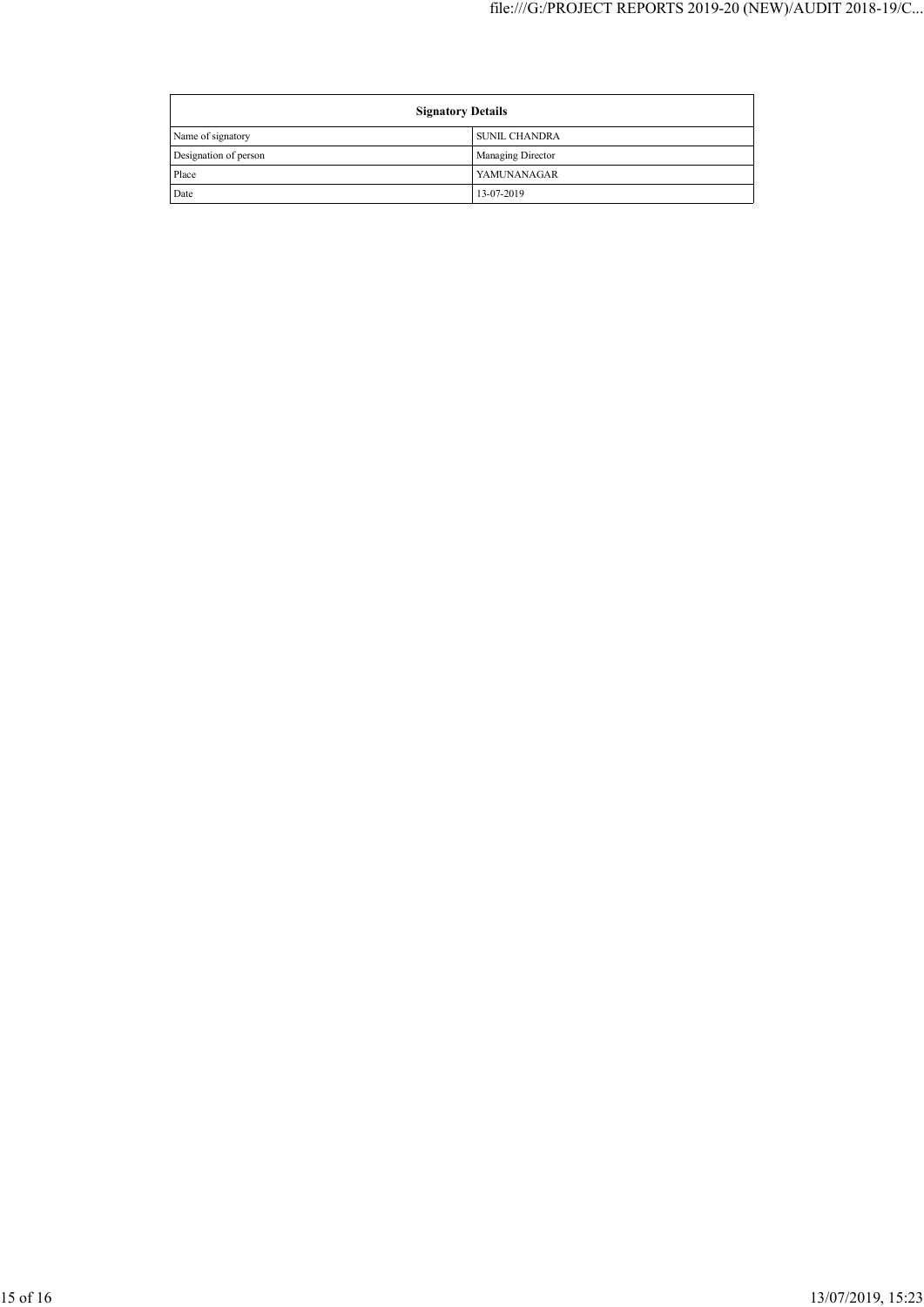| Signatory Details | |
| --- | --- |
| Name of signatory | SUNIL CHANDRA |
| Designation of person | Managing Director |
| Place | YAMUNANAGAR |
| Date | 13-07-2019 |